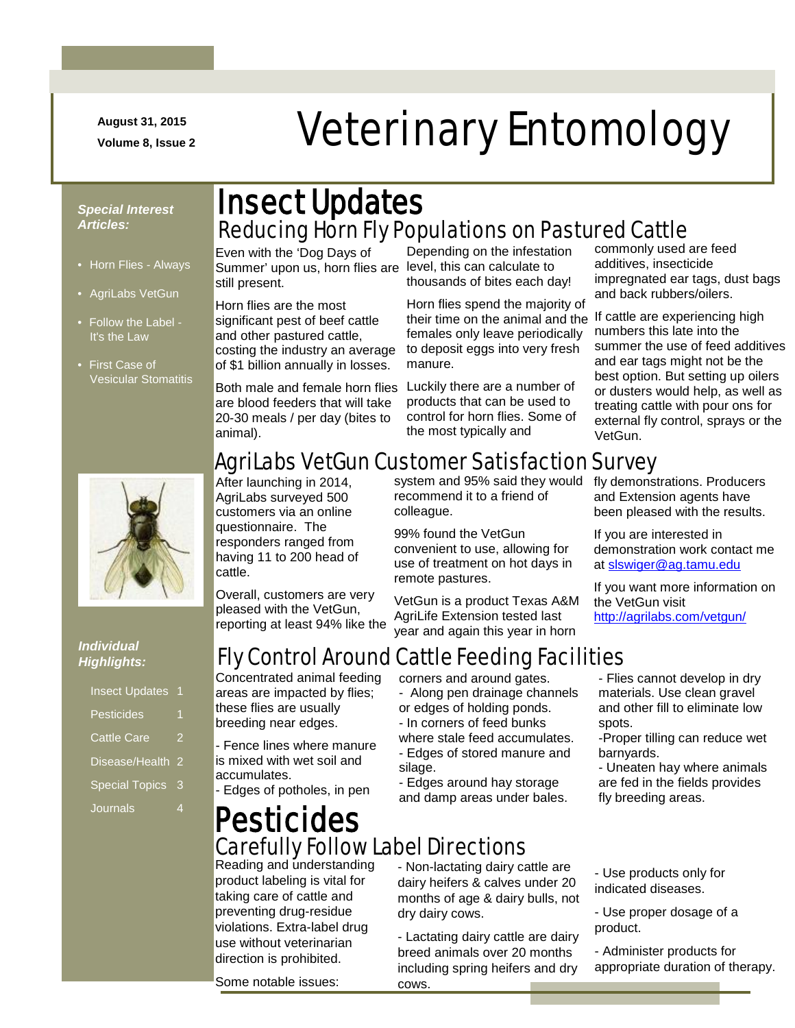August 31, 2015

Volume 8, Issue 2

# Veterinary Entomology

***Special Interest Articles:***

- Horn Flies - Always
- AgriLabs VetGun
- Follow the Label - It's the Law
- First Case of Vesicular Stomatitis

***Individual Highlights:***

| | |
|---|---|
| Insect Updates | 1 |
| Pesticides | 1 |
| Cattle Care | 2 |
| Disease/Health | 2 |
| Special Topics | 3 |
| Journals | 4 |

# Insect Updates

## Reducing Horn Fly Populations on Pastured Cattle

Even with the 'Dog Days of Summer' upon us, horn flies are still present.

Horn flies are the most significant pest of beef cattle and other pastured cattle, costing the industry an average of $1 billion annually in losses.

Both male and female horn flies are blood feeders that will take 20-30 meals / per day (bites to animal). Depending on the infestation level, this can calculate to thousands of bites each day!

Horn flies spend the majority of their time on the animal and the females only leave periodically to deposit eggs into very fresh manure.

Luckily there are a number of products that can be used to control for horn flies. Some of the most typically and commonly used are feed additives, insecticide impregnated ear tags, dust bags and back rubbers/oilers.

If cattle are experiencing high numbers this late into the summer the use of feed additives and ear tags might not be the best option. But setting up oilers or dusters would help, as well as treating cattle with pour ons for external fly control, sprays or the VetGun.

## AgriLabs VetGun Customer Satisfaction Survey

After launching in 2014, AgriLabs surveyed 500 customers via an online questionnaire. The responders ranged from having 11 to 200 head of cattle.

Overall, customers are very pleased with the VetGun, reporting at least 94% like the system and 95% said they would recommend it to a friend of colleague.

99% found the VetGun convenient to use, allowing for use of treatment on hot days in remote pastures.

VetGun is a product Texas A&M AgriLife Extension tested last year and again this year in horn fly demonstrations. Producers and Extension agents have been pleased with the results.

If you are interested in demonstration work contact me at [slswiger@ag.tamu.edu](mailto:slswiger@ag.tamu.edu)

If you want more information on the VetGun visit [http://agrilabs.com/vetgun/](http://agrilabs.com/vetgun/)

## Fly Control Around Cattle Feeding Facilities

Concentrated animal feeding areas are impacted by flies; these flies are usually breeding near edges.

- Fence lines where manure is mixed with wet soil and accumulates.
- Edges of potholes, in pen corners and around gates.
- Along pen drainage channels or edges of holding ponds.
- In corners of feed bunks where stale feed accumulates.
- Edges of stored manure and silage.
- Edges around hay storage and damp areas under bales.
- Flies cannot develop in dry materials. Use clean gravel and other fill to eliminate low spots.
- Proper tilling can reduce wet barnyards.
- Uneaten hay where animals are fed in the fields provides fly breeding areas.

# Pesticides

## Carefully Follow Label Directions

Reading and understanding product labeling is vital for taking care of cattle and preventing drug-residue violations. Extra-label drug use without veterinarian direction is prohibited.

Some notable issues:

- Non-lactating dairy cattle are dairy heifers & calves under 20 months of age & dairy bulls, not dry dairy cows.
- Lactating dairy cattle are dairy breed animals over 20 months including spring heifers and dry cows.
- Use products only for indicated diseases.
- Use proper dosage of a product.
- Administer products for appropriate duration of therapy.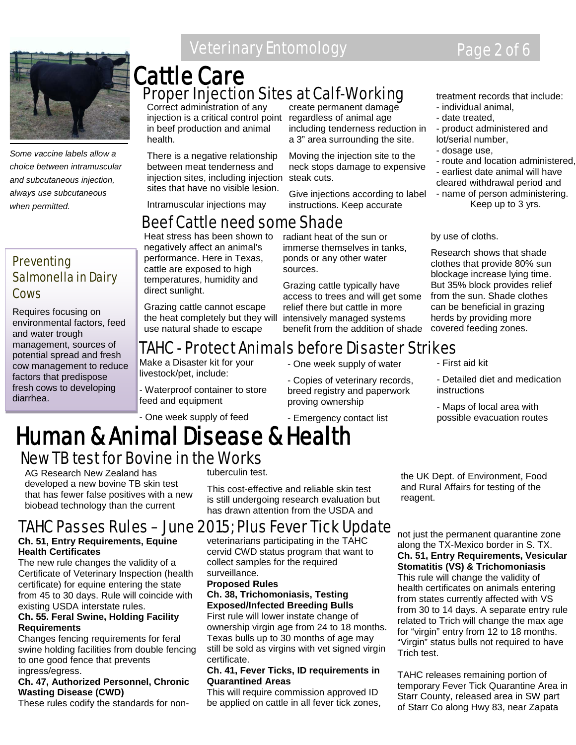# Cattle Care

## Proper Injection Sites at Calf-Working

Correct administration of any injection is a critical control point in beef production and animal health.

There is a negative relationship between meat tenderness and injection sites, including injection sites that have no visible lesion.

Intramuscular injections may create permanent damage regardless of animal age including tenderness reduction in a 3" area surrounding the site.

Moving the injection site to the neck stops damage to expensive steak cuts.

Give injections according to label instructions. Keep accurate treatment records that include:

- individual animal,
- date treated,
- product administered and lot/serial number,
- dosage use,
- route and location administered,
- earliest date animal will have cleared withdrawal period and
- name of person administering.

Keep up to 3 yrs.

*Some vaccine labels allow a choice between intramuscular and subcutaneous injection, always use subcutaneous when permitted.*

## Beef Cattle need some Shade

Heat stress has been shown to negatively affect an animal's performance. Here in Texas, cattle are exposed to high temperatures, humidity and direct sunlight.

Grazing cattle cannot escape the heat completely but they will use natural shade to escape radiant heat of the sun or immerse themselves in tanks, ponds or any other water sources.

Grazing cattle typically have access to trees and will get some relief there but cattle in more intensively managed systems benefit from the addition of shade by use of cloths.

Research shows that shade clothes that provide 80% sun blockage increase lying time. But 35% block provides relief from the sun. Shade clothes can be beneficial in grazing herds by providing more covered feeding zones.

## Preventing Salmonella in Dairy Cows

Requires focusing on environmental factors, feed and water trough management, sources of potential spread and fresh cow management to reduce factors that predispose fresh cows to developing diarrhea.

## TAHC - Protect Animals before Disaster Strikes

Make a Disaster kit for your livestock/pet, include:

- Waterproof container to store feed and equipment
- One week supply of feed
- One week supply of water
- Copies of veterinary records, breed registry and paperwork proving ownership
- Emergency contact list
- First aid kit
- Detailed diet and medication instructions
- Maps of local area with possible evacuation routes

# Human & Animal Disease & Health

## New TB test for Bovine in the Works

AG Research New Zealand has developed a new bovine TB skin test that has fewer false positives with a new biobead technology than the current tuberculin test.

This cost-effective and reliable skin test is still undergoing research evaluation but has drawn attention from the USDA and the UK Dept. of Environment, Food and Rural Affairs for testing of the reagent.

## TAHC Passes Rules – June 2015; Plus Fever Tick Update

**Ch. 51, Entry Requirements, Equine Health Certificates**

The new rule changes the validity of a Certificate of Veterinary Inspection (health certificate) for equine entering the state from 45 to 30 days. Rule will coincide with existing USDA interstate rules.

**Ch. 55. Feral Swine, Holding Facility Requirements**

Changes fencing requirements for feral swine holding facilities from double fencing to one good fence that prevents ingress/egress.

**Ch. 47, Authorized Personnel, Chronic Wasting Disease (CWD)**

These rules codify the standards for non-veterinarians participating in the TAHC cervid CWD status program that want to collect samples for the required surveillance.

**Proposed Rules**

**Ch. 38, Trichomoniasis, Testing Exposed/Infected Breeding Bulls**

First rule will lower instate change of ownership virgin age from 24 to 18 months. Texas bulls up to 30 months of age may still be sold as virgins with vet signed virgin certificate.

**Ch. 41, Fever Ticks, ID requirements in Quarantined Areas**

This will require commission approved ID be applied on cattle in all fever tick zones, not just the permanent quarantine zone along the TX-Mexico border in S. TX.

**Ch. 51, Entry Requirements, Vesicular Stomatitis (VS) & Trichomoniasis**

This rule will change the validity of health certificates on animals entering from states currently affected with VS from 30 to 14 days. A separate entry rule related to Trich will change the max age for "virgin" entry from 12 to 18 months. "Virgin" status bulls not required to have Trich test.

TAHC releases remaining portion of temporary Fever Tick Quarantine Area in Starr County, released area in SW part of Starr Co along Hwy 83, near Zapata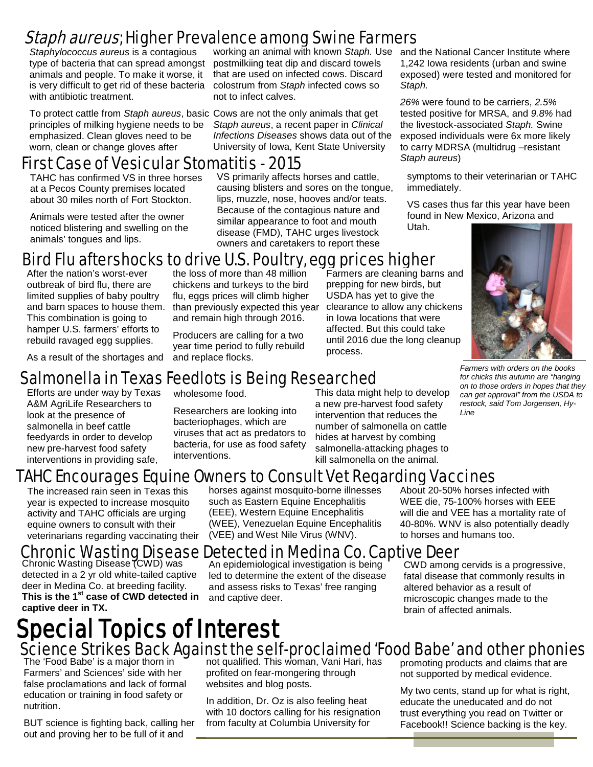## *Staph aureus*; Higher Prevalence among Swine Farmers

*Staphylococcus aureus* is a contagious type of bacteria that can spread amongst animals and people. To make it worse, it is very difficult to get rid of these bacteria with antibiotic treatment.

To protect cattle from *Staph aureus*, basic principles of milking hygiene needs to be emphasized. Clean gloves need to be worn, clean or change gloves after working an animal with known *Staph.* Use postmilkiing teat dip and discard towels that are used on infected cows. Discard colostrum from *Staph* infected cows so not to infect calves.

Cows are not the only animals that get *Staph aureus*, a recent paper in *Clinical Infections Diseases* shows data out of the University of Iowa, Kent State University and the National Cancer Institute where 1,242 Iowa residents (urban and swine exposed) were tested and monitored for *Staph.*

*26%* were found to be carriers, *2.5%* tested positive for MRSA, and *9.8%* had the livestock-associated *Staph.* Swine exposed individuals were 6x more likely to carry MDRSA (multidrug –resistant *Staph aureus*)

## First Case of Vesicular Stomatitis - 2015

TAHC has confirmed VS in three horses at a Pecos County premises located about 30 miles north of Fort Stockton.

Animals were tested after the owner noticed blistering and swelling on the animals' tongues and lips.

VS primarily affects horses and cattle, causing blisters and sores on the tongue, lips, muzzle, nose, hooves and/or teats. Because of the contagious nature and similar appearance to foot and mouth disease (FMD), TAHC urges livestock owners and caretakers to report these symptoms to their veterinarian or TAHC immediately.

VS cases thus far this year have been found in New Mexico, Arizona and Utah.

## Bird Flu aftershocks to drive U.S. Poultry, egg prices higher

After the nation's worst-ever outbreak of bird flu, there are limited supplies of baby poultry and barn spaces to house them. This combination is going to hamper U.S. farmers' efforts to rebuild ravaged egg supplies.

As a result of the shortages and the loss of more than 48 million chickens and turkeys to the bird flu, eggs prices will climb higher than previously expected this year and remain high through 2016.

Producers are calling for a two year time period to fully rebuild and replace flocks.

Farmers are cleaning barns and prepping for new birds, but USDA has yet to give the clearance to allow any chickens in Iowa locations that were affected. But this could take until 2016 due the long cleanup process.

*Farmers with orders on the books for chicks this autumn are "hanging on to those orders in hopes that they can get approval" from the USDA to restock, said Tom Jorgensen, Hy-Line*

## Salmonella in Texas Feedlots is Being Researched

Efforts are under way by Texas A&M AgriLife Researchers to look at the presence of salmonella in beef cattle feedyards in order to develop new pre-harvest food safety interventions in providing safe, wholesome food.

Researchers are looking into bacteriophages, which are viruses that act as predators to bacteria, for use as food safety interventions.

This data might help to develop a new pre-harvest food safety intervention that reduces the number of salmonella on cattle hides at harvest by combing salmonella-attacking phages to kill salmonella on the animal.

## TAHC Encourages Equine Owners to Consult Vet Regarding Vaccines

The increased rain seen in Texas this year is expected to increase mosquito activity and TAHC officials are urging equine owners to consult with their veterinarians regarding vaccinating their horses against mosquito-borne illnesses such as Eastern Equine Encephalitis (EEE), Western Equine Encephalitis (WEE), Venezuelan Equine Encephalitis (VEE) and West Nile Virus (WNV).

About 20-50% horses infected with WEE die, 75-100% horses with EEE will die and VEE has a mortality rate of 40-80%. WNV is also potentially deadly to horses and humans too.

## Chronic Wasting Disease Detected in Medina Co. Captive Deer

Chronic Wasting Disease (CWD) was detected in a 2 yr old white-tailed captive deer in Medina Co. at breeding facility. **This is the 1st case of CWD detected in captive deer in TX.**

An epidemiological investigation is being led to determine the extent of the disease and assess risks to Texas' free ranging and captive deer.

CWD among cervids is a progressive, fatal disease that commonly results in altered behavior as a result of microscopic changes made to the brain of affected animals.

# Special Topics of Interest

## Science Strikes Back Against the self-proclaimed 'Food Babe' and other phonies

The 'Food Babe' is a major thorn in Farmers' and Sciences' side with her false proclamations and lack of formal education or training in food safety or nutrition.

BUT science is fighting back, calling her out and proving her to be full of it and not qualified. This woman, Vani Hari, has profited on fear-mongering through websites and blog posts.

In addition, Dr. Oz is also feeling heat with 10 doctors calling for his resignation from faculty at Columbia University for promoting products and claims that are not supported by medical evidence.

My two cents, stand up for what is right, educate the uneducated and do not trust everything you read on Twitter or Facebook!! Science backing is the key.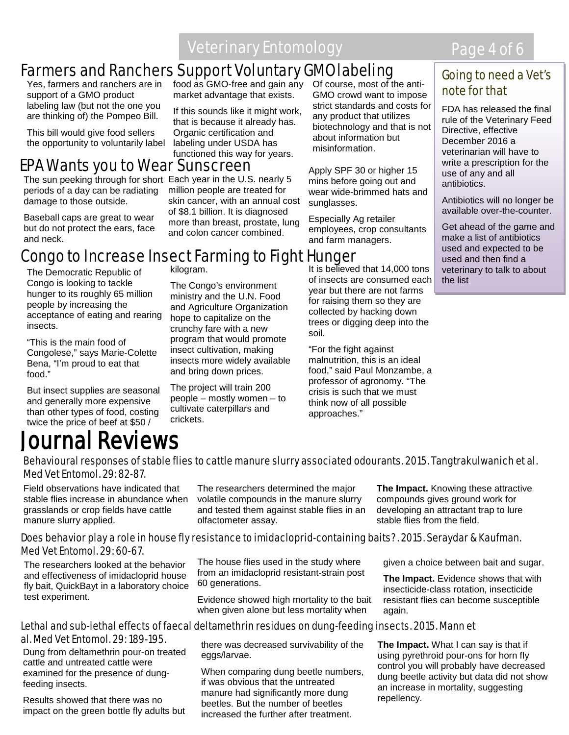## Farmers and Ranchers Support Voluntary GMO labeling

Yes, farmers and ranchers are in support of a GMO product labeling law (but not the one you are thinking of) the Pompeo Bill.

This bill would give food sellers the opportunity to voluntarily label food as GMO-free and gain any market advantage that exists.

If this sounds like it might work, that is because it already has. Organic certification and labeling under USDA has functioned this way for years.

Of course, most of the anti-GMO crowd want to impose strict standards and costs for any product that utilizes biotechnology and that is not about information but misinformation.

## EPA Wants you to Wear Sunscreen

The sun peeking through for short periods of a day can be radiating damage to those outside.

Baseball caps are great to wear but do not protect the ears, face and neck.

Each year in the U.S. nearly 5 million people are treated for skin cancer, with an annual cost of $8.1 billion. It is diagnosed more than breast, prostate, lung and colon cancer combined.

Apply SPF 30 or higher 15 mins before going out and wear wide-brimmed hats and sunglasses.

Especially Ag retailer employees, crop consultants and farm managers.

## Congo to Increase Insect Farming to Fight Hunger

The Democratic Republic of Congo is looking to tackle hunger to its roughly 65 million people by increasing the acceptance of eating and rearing insects.

"This is the main food of Congolese," says Marie-Colette Bena, "I'm proud to eat that food."

But insect supplies are seasonal and generally more expensive than other types of food, costing twice the price of beef at $50 / kilogram.

The Congo's environment ministry and the U.N. Food and Agriculture Organization hope to capitalize on the crunchy fare with a new program that would promote insect cultivation, making insects more widely available and bring down prices.

The project will train 200 people – mostly women – to cultivate caterpillars and crickets.

It is believed that 14,000 tons of insects are consumed each year but there are not farms for raising them so they are collected by hacking down trees or digging deep into the soil.

"For the fight against malnutrition, this is an ideal food," said Paul Monzambe, a professor of agronomy. "The crisis is such that we must think now of all possible approaches."

## Going to need a Vet's note for that

FDA has released the final rule of the Veterinary Feed Directive, effective December 2016 a veterinarian will have to write a prescription for the use of any and all antibiotics.

Antibiotics will no longer be available over-the-counter.

Get ahead of the game and make a list of antibiotics used and expected to be used and then find a veterinary to talk to about the list

# Journal Reviews

### Behavioural responses of stable flies to cattle manure slurry associated odourants. 2015. Tangtrakulwanich et al. Med Vet Entomol. 29: 82-87.

Field observations have indicated that stable flies increase in abundance when grasslands or crop fields have cattle manure slurry applied.

The researchers determined the major volatile compounds in the manure slurry and tested them against stable flies in an olfactometer assay.

**The Impact.** Knowing these attractive compounds gives ground work for developing an attractant trap to lure stable flies from the field.

### Does behavior play a role in house fly resistance to imidacloprid-containing baits?. 2015. Seraydar & Kaufman. Med Vet Entomol. 29: 60-67.

The researchers looked at the behavior and effectiveness of imidacloprid house fly bait, QuickBayt in a laboratory choice test experiment.

The house flies used in the study where from an imidacloprid resistant-strain post 60 generations.

Evidence showed high mortality to the bait when given alone but less mortality when given a choice between bait and sugar.

**The Impact.** Evidence shows that with insecticide-class rotation, insecticide resistant flies can become susceptible again.

### Lethal and sub-lethal effects of faecal deltamethrin residues on dung-feeding insects. 2015. Mann et al. Med Vet Entomol. 29: 189-195.

Dung from deltamethrin pour-on treated cattle and untreated cattle were examined for the presence of dung-feeding insects.

Results showed that there was no impact on the green bottle fly adults but there was decreased survivability of the eggs/larvae.

When comparing dung beetle numbers, if was obvious that the untreated manure had significantly more dung beetles. But the number of beetles increased the further after treatment.

**The Impact.** What I can say is that if using pyrethroid pour-ons for horn fly control you will probably have decreased dung beetle activity but data did not show an increase in mortality, suggesting repellency.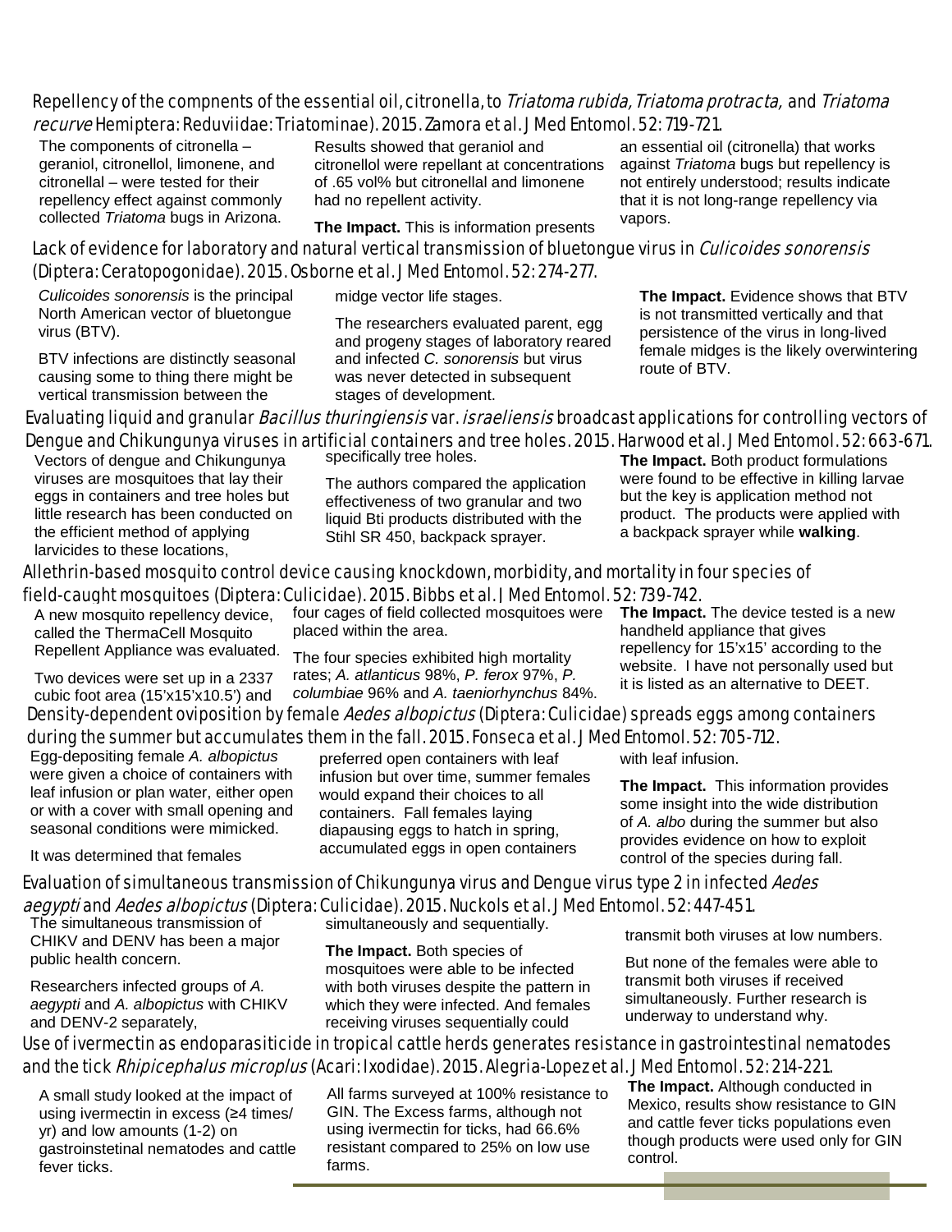## Repellency of the compnents of the essential oil, citronella, to *Triatoma rubida, Triatoma protracta,* and *Triatoma recurve* Hemiptera: Reduviidae: Triatominae). 2015. Zamora et al. J Med Entomol. 52: 719-721.

The components of citronella – geraniol, citronellol, limonene, and citronellal – were tested for their repellency effect against commonly collected *Triatoma* bugs in Arizona.

Results showed that geraniol and citronellol were repellant at concentrations of .65 vol% but citronellal and limonene had no repellent activity.

**The Impact.** This is information presents an essential oil (citronella) that works against *Triatoma* bugs but repellency is not entirely understood; results indicate that it is not long-range repellency via vapors.

## Lack of evidence for laboratory and natural vertical transmission of bluetongue virus in *Culicoides sonorensis* (Diptera: Ceratopogonidae). 2015. Osborne et al. J Med Entomol. 52: 274-277.

*Culicoides sonorensis* is the principal North American vector of bluetongue virus (BTV).

BTV infections are distinctly seasonal causing some to thing there might be vertical transmission between the midge vector life stages.

The researchers evaluated parent, egg and progeny stages of laboratory reared and infected *C. sonorensis* but virus was never detected in subsequent stages of development.

**The Impact.** Evidence shows that BTV is not transmitted vertically and that persistence of the virus in long-lived female midges is the likely overwintering route of BTV.

## Evaluating liquid and granular *Bacillus thuringiensis* var. *israeliensis* broadcast applications for controlling vectors of Dengue and Chikungunya viruses in artificial containers and tree holes. 2015. Harwood et al. J Med Entomol. 52: 663-671.

Vectors of dengue and Chikungunya viruses are mosquitoes that lay their eggs in containers and tree holes but little research has been conducted on the efficient method of applying larvicides to these locations, specifically tree holes.

The authors compared the application effectiveness of two granular and two liquid Bti products distributed with the Stihl SR 450, backpack sprayer.

**The Impact.** Both product formulations were found to be effective in killing larvae but the key is application method not product. The products were applied with a backpack sprayer while **walking**.

## Allethrin-based mosquito control device causing knockdown, morbidity, and mortality in four species of field-caught mosquitoes (Diptera: Culicidae). 2015. Bibbs et al. J Med Entomol. 52: 739-742.

A new mosquito repellency device, called the ThermaCell Mosquito Repellent Appliance was evaluated.

Two devices were set up in a 2337 cubic foot area (15'x15'x10.5') and four cages of field collected mosquitoes were placed within the area.

The four species exhibited high mortality rates; *A. atlanticus* 98%, *P. ferox* 97%, *P. columbiae* 96% and *A. taeniorhynchus* 84%.

**The Impact.** The device tested is a new handheld appliance that gives repellency for 15'x15' according to the website. I have not personally used but it is listed as an alternative to DEET.

## Density-dependent oviposition by female *Aedes albopictus* (Diptera: Culicidae) spreads eggs among containers during the summer but accumulates them in the fall. 2015. Fonseca et al. J Med Entomol. 52: 705-712.

Egg-depositing female *A. albopictus* were given a choice of containers with leaf infusion or plan water, either open or with a cover with small opening and seasonal conditions were mimicked.

It was determined that females preferred open containers with leaf infusion but over time, summer females would expand their choices to all containers. Fall females laying diapausing eggs to hatch in spring, accumulated eggs in open containers with leaf infusion.

**The Impact.** This information provides some insight into the wide distribution of *A. albo* during the summer but also provides evidence on how to exploit control of the species during fall.

## Evaluation of simultaneous transmission of Chikungunya virus and Dengue virus type 2 in infected *Aedes aegypti* and *Aedes albopictus* (Diptera: Culicidae). 2015. Nuckols et al. J Med Entomol. 52: 447-451.

The simultaneous transmission of CHIKV and DENV has been a major public health concern.

Researchers infected groups of *A. aegypti* and *A. albopictus* with CHIKV and DENV-2 separately, simultaneously and sequentially.

**The Impact.** Both species of mosquitoes were able to be infected with both viruses despite the pattern in which they were infected. And females receiving viruses sequentially could transmit both viruses at low numbers.

But none of the females were able to transmit both viruses if received simultaneously. Further research is underway to understand why.

## Use of ivermectin as endoparasiticide in tropical cattle herds generates resistance in gastrointestinal nematodes and the tick *Rhipicephalus microplus* (Acari: Ixodidae). 2015. Alegria-Lopez et al. J Med Entomol. 52: 214-221.

A small study looked at the impact of using ivermectin in excess (≥4 times/yr) and low amounts (1-2) on gastroinstetinal nematodes and cattle fever ticks.

All farms surveyed at 100% resistance to GIN. The Excess farms, although not using ivermectin for ticks, had 66.6% resistant compared to 25% on low use farms.

**The Impact.** Although conducted in Mexico, results show resistance to GIN and cattle fever ticks populations even though products were used only for GIN control.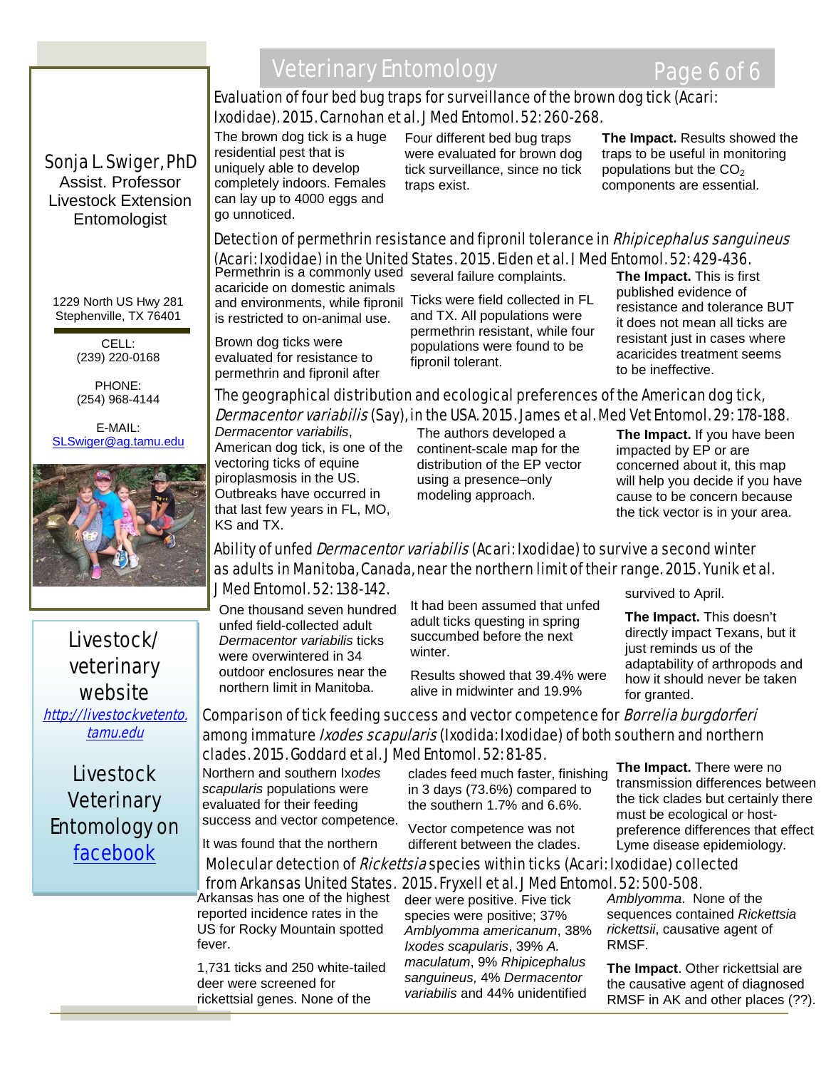Sonja L. Swiger, PhD
Assist. Professor
Livestock Extension
Entomologist

1229 North US Hwy 281
Stephenville, TX 76401

CELL:
(239) 220-0168

PHONE:
(254) 968-4144

E-MAIL:
SLSwiger@ag.tamu.edu

Livestock/ veterinary website
http://livestockvetento.tamu.edu

Livestock Veterinary Entomology on facebook

# Veterinary Entomology

## Evaluation of four bed bug traps for surveillance of the brown dog tick (Acari: Ixodidae). 2015. Carnohan et al. J Med Entomol. 52: 260-268.

The brown dog tick is a huge residential pest that is uniquely able to develop completely indoors. Females can lay up to 4000 eggs and go unnoticed.

Four different bed bug traps were evaluated for brown dog tick surveillance, since no tick traps exist.

**The Impact.** Results showed the traps to be useful in monitoring populations but the $CO_2$ components are essential.

## Detection of permethrin resistance and fipronil tolerance in *Rhipicephalus sanguineus* (Acari: Ixodidae) in the United States. 2015. Eiden et al. J Med Entomol. 52: 429-436.

Permethrin is a commonly used acaricide on domestic animals and environments, while fipronil is restricted to on-animal use.

Brown dog ticks were evaluated for resistance to permethrin and fipronil after several failure complaints.

Ticks were field collected in FL and TX. All populations were permethrin resistant, while four populations were found to be fipronil tolerant.

**The Impact.** This is first published evidence of resistance and tolerance BUT it does not mean all ticks are resistant just in cases where acaricides treatment seems to be ineffective.

## The geographical distribution and ecological preferences of the American dog tick, *Dermacentor variabilis* (Say), in the USA. 2015. James et al. Med Vet Entomol. 29: 178-188.

*Dermacentor variabilis*, American dog tick, is one of the vectoring ticks of equine piroplasmosis in the US. Outbreaks have occurred in that last few years in FL, MO, KS and TX.

The authors developed a continent-scale map for the distribution of the EP vector using a presence–only modeling approach.

**The Impact.** If you have been impacted by EP or are concerned about it, this map will help you decide if you have cause to be concern because the tick vector is in your area.

## Ability of unfed *Dermacentor variabilis* (Acari: Ixodidae) to survive a second winter as adults in Manitoba, Canada, near the northern limit of their range. 2015. Yunik et al. J Med Entomol. 52: 138-142.

One thousand seven hundred unfed field-collected adult *Dermacentor variabilis* ticks were overwintered in 34 outdoor enclosures near the northern limit in Manitoba.

It had been assumed that unfed adult ticks questing in spring succumbed before the next winter.

Results showed that 39.4% were alive in midwinter and 19.9% survived to April.

**The Impact.** This doesn't directly impact Texans, but it just reminds us of the adaptability of arthropods and how it should never be taken for granted.

## Comparison of tick feeding success and vector competence for *Borrelia burgdorferi* among immature *Ixodes scapularis* (Ixodida: Ixodidae) of both southern and northern clades. 2015. Goddard et al. J Med Entomol. 52: 81-85.

Northern and southern I*xodes scapularis* populations were evaluated for their feeding success and vector competence.

It was found that the northern clades feed much faster, finishing in 3 days (73.6%) compared to the southern 1.7% and 6.6%.

Vector competence was not different between the clades.

**The Impact.** There were no transmission differences between the tick clades but certainly there must be ecological or host-preference differences that effect Lyme disease epidemiology.

## Molecular detection of *Rickettsia* species within ticks (Acari: Ixodidae) collected from Arkansas United States. 2015. Fryxell et al. J Med Entomol. 52: 500-508.

Arkansas has one of the highest reported incidence rates in the US for Rocky Mountain spotted fever.

1,731 ticks and 250 white-tailed deer were screened for rickettsial genes. None of the deer were positive. Five tick species were positive; 37% *Amblyomma americanum*, 38% *Ixodes scapularis*, 39% *A. maculatum*, 9% *Rhipicephalus sanguineus,* 4% *Dermacentor variabilis* and 44% unidentified *Amblyomma*. None of the sequences contained *Rickettsia rickettsii*, causative agent of RMSF.

**The Impact**. Other rickettsial are the causative agent of diagnosed RMSF in AK and other places (??).